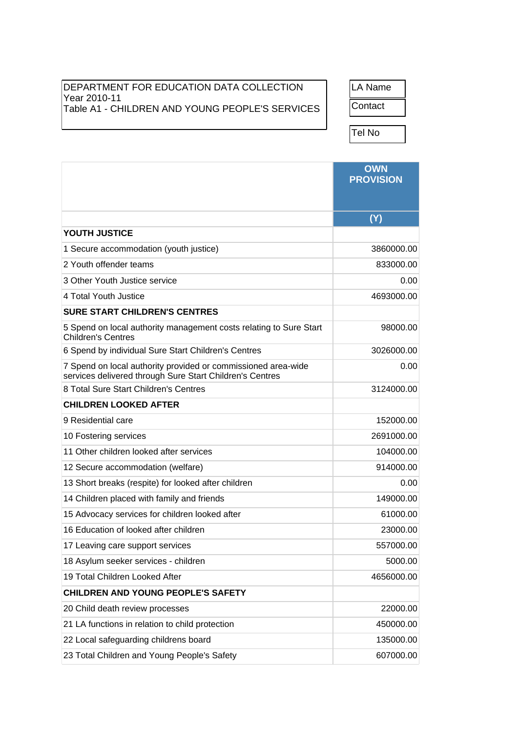DEPARTMENT FOR EDUCATION DATA COLLECTION
Year 2010-11
Table A1 - CHILDREN AND YOUNG PEOPLE'S SERVICES

| LA Name |
|---|
| Contact |
| Tel No |

| | OWN PROVISION |
|---|---|
| | (Y) |
| **YOUTH JUSTICE** | |
| 1 Secure accommodation (youth justice) | 3860000.00 |
| 2 Youth offender teams | 833000.00 |
| 3 Other Youth Justice service | 0.00 |
| 4 Total Youth Justice | 4693000.00 |
| **SURE START CHILDREN'S CENTRES** | |
| 5 Spend on local authority management costs relating to Sure Start Children's Centres | 98000.00 |
| 6 Spend by individual Sure Start Children's Centres | 3026000.00 |
| 7 Spend on local authority provided or commissioned area-wide services delivered through Sure Start Children's Centres | 0.00 |
| 8 Total Sure Start Children's Centres | 3124000.00 |
| **CHILDREN LOOKED AFTER** | |
| 9 Residential care | 152000.00 |
| 10 Fostering services | 2691000.00 |
| 11 Other children looked after services | 104000.00 |
| 12 Secure accommodation (welfare) | 914000.00 |
| 13 Short breaks (respite) for looked after children | 0.00 |
| 14 Children placed with family and friends | 149000.00 |
| 15 Advocacy services for children looked after | 61000.00 |
| 16 Education of looked after children | 23000.00 |
| 17 Leaving care support services | 557000.00 |
| 18 Asylum seeker services - children | 5000.00 |
| 19 Total Children Looked After | 4656000.00 |
| **CHILDREN AND YOUNG PEOPLE'S SAFETY** | |
| 20 Child death review processes | 22000.00 |
| 21 LA functions in relation to child protection | 450000.00 |
| 22 Local safeguarding childrens board | 135000.00 |
| 23 Total Children and Young People's Safety | 607000.00 |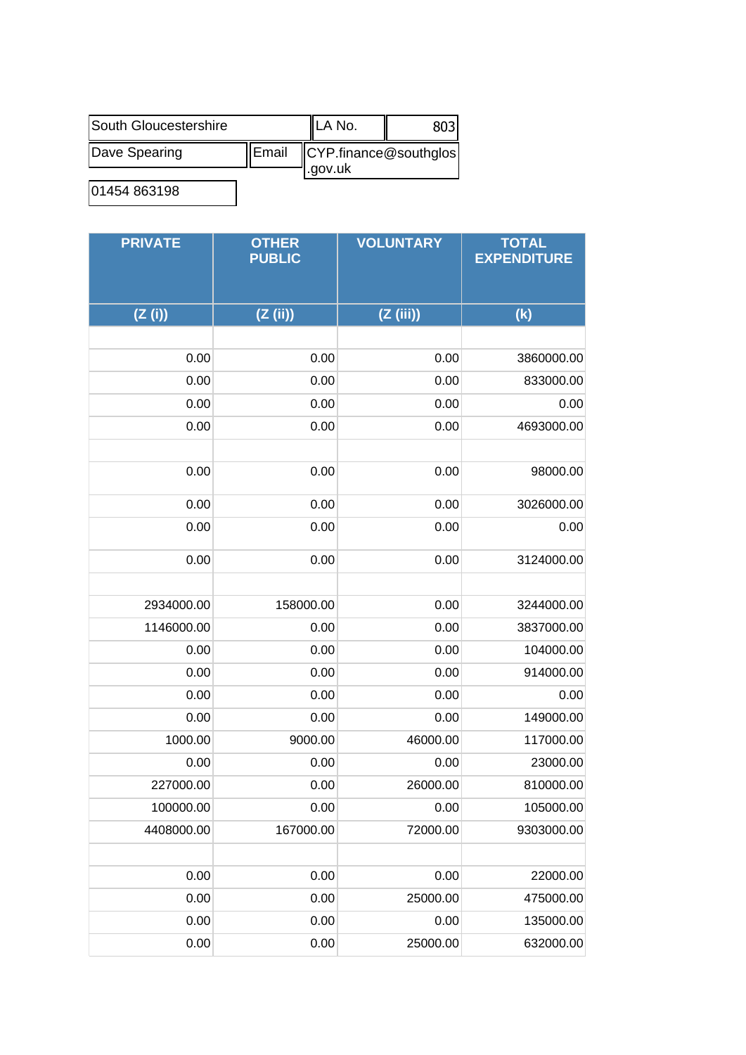| South Gloucestershire | LA No. | 803 |
|---|---|---|
| Dave Spearing | Email | CYP.finance@southglos.gov.uk |

01454 863198

| PRIVATE | OTHER PUBLIC | VOLUNTARY | TOTAL EXPENDITURE |
|---|---|---|---|
| (Z (i)) | (Z (ii)) | (Z (iii)) | (k) |
| | | | |
| 0.00 | 0.00 | 0.00 | 3860000.00 |
| 0.00 | 0.00 | 0.00 | 833000.00 |
| 0.00 | 0.00 | 0.00 | 0.00 |
| 0.00 | 0.00 | 0.00 | 4693000.00 |
| | | | |
| 0.00 | 0.00 | 0.00 | 98000.00 |
| 0.00 | 0.00 | 0.00 | 3026000.00 |
| 0.00 | 0.00 | 0.00 | 0.00 |
| 0.00 | 0.00 | 0.00 | 3124000.00 |
| | | | |
| 2934000.00 | 158000.00 | 0.00 | 3244000.00 |
| 1146000.00 | 0.00 | 0.00 | 3837000.00 |
| 0.00 | 0.00 | 0.00 | 104000.00 |
| 0.00 | 0.00 | 0.00 | 914000.00 |
| 0.00 | 0.00 | 0.00 | 0.00 |
| 0.00 | 0.00 | 0.00 | 149000.00 |
| 1000.00 | 9000.00 | 46000.00 | 117000.00 |
| 0.00 | 0.00 | 0.00 | 23000.00 |
| 227000.00 | 0.00 | 26000.00 | 810000.00 |
| 100000.00 | 0.00 | 0.00 | 105000.00 |
| 4408000.00 | 167000.00 | 72000.00 | 9303000.00 |
| | | | |
| 0.00 | 0.00 | 0.00 | 22000.00 |
| 0.00 | 0.00 | 25000.00 | 475000.00 |
| 0.00 | 0.00 | 0.00 | 135000.00 |
| 0.00 | 0.00 | 25000.00 | 632000.00 |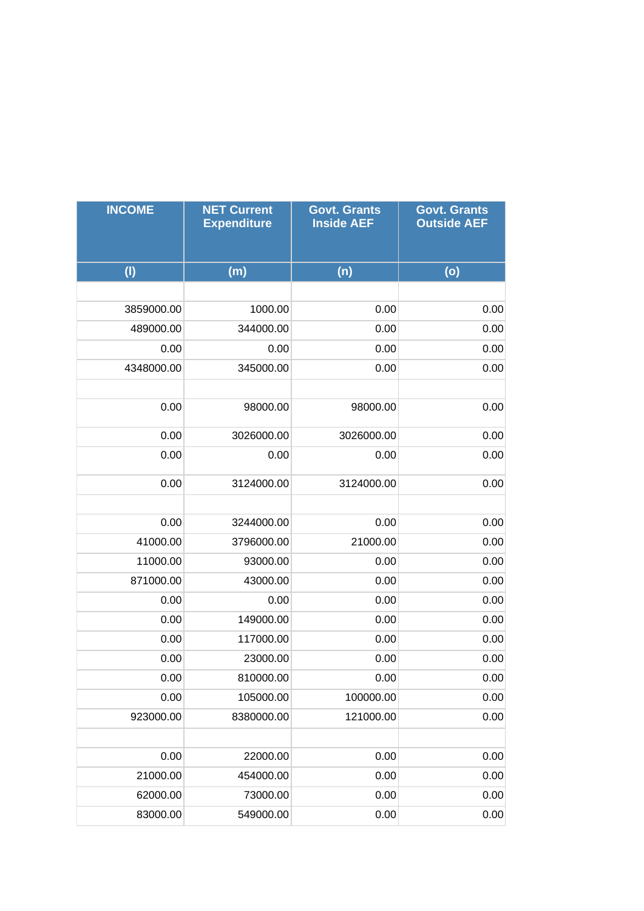| INCOME | NET Current Expenditure | Govt. Grants Inside AEF | Govt. Grants Outside AEF |
|---|---|---|---|
| (l) | (m) | (n) | (o) |
| | | | |
| 3859000.00 | 1000.00 | 0.00 | 0.00 |
| 489000.00 | 344000.00 | 0.00 | 0.00 |
| 0.00 | 0.00 | 0.00 | 0.00 |
| 4348000.00 | 345000.00 | 0.00 | 0.00 |
| | | | |
| 0.00 | 98000.00 | 98000.00 | 0.00 |
| 0.00 | 3026000.00 | 3026000.00 | 0.00 |
| 0.00 | 0.00 | 0.00 | 0.00 |
| 0.00 | 3124000.00 | 3124000.00 | 0.00 |
| | | | |
| 0.00 | 3244000.00 | 0.00 | 0.00 |
| 41000.00 | 3796000.00 | 21000.00 | 0.00 |
| 11000.00 | 93000.00 | 0.00 | 0.00 |
| 871000.00 | 43000.00 | 0.00 | 0.00 |
| 0.00 | 0.00 | 0.00 | 0.00 |
| 0.00 | 149000.00 | 0.00 | 0.00 |
| 0.00 | 117000.00 | 0.00 | 0.00 |
| 0.00 | 23000.00 | 0.00 | 0.00 |
| 0.00 | 810000.00 | 0.00 | 0.00 |
| 0.00 | 105000.00 | 100000.00 | 0.00 |
| 923000.00 | 8380000.00 | 121000.00 | 0.00 |
| | | | |
| 0.00 | 22000.00 | 0.00 | 0.00 |
| 21000.00 | 454000.00 | 0.00 | 0.00 |
| 62000.00 | 73000.00 | 0.00 | 0.00 |
| 83000.00 | 549000.00 | 0.00 | 0.00 |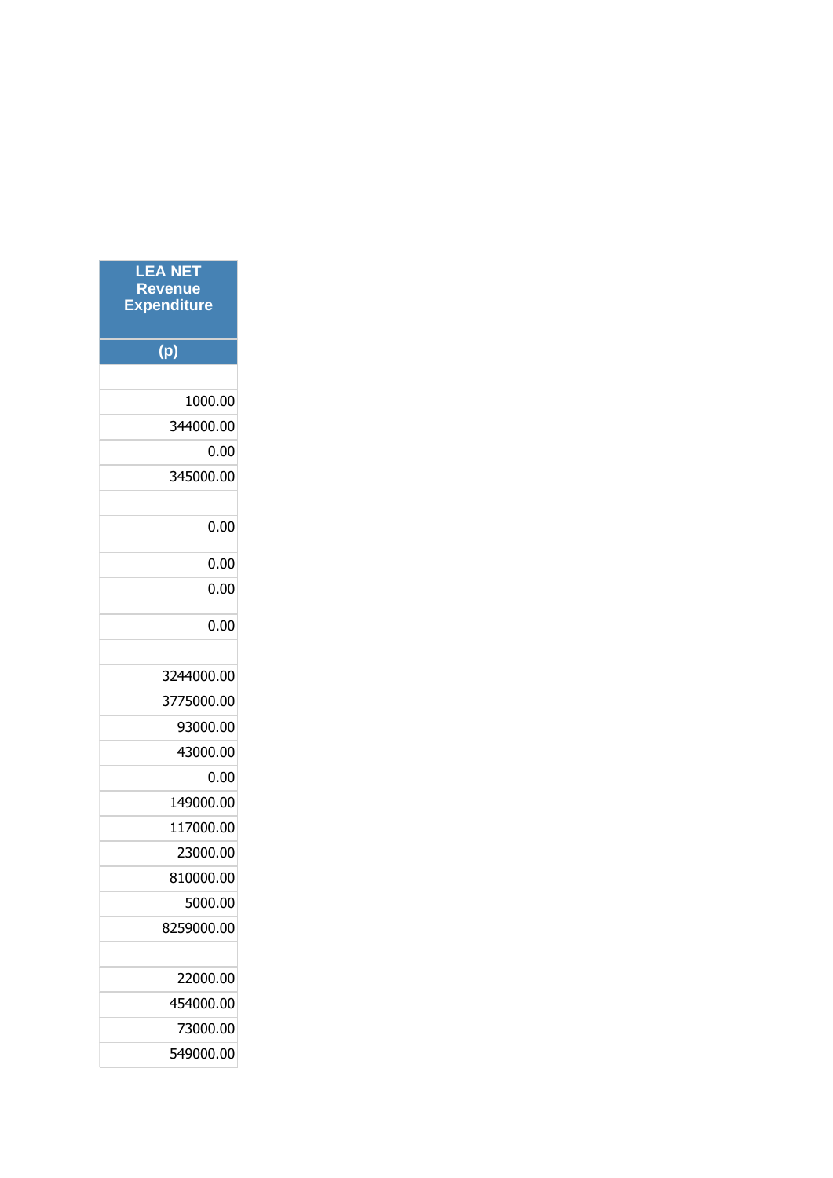| LEA NET Revenue Expenditure |
|---|
| (p) |
| |
| 1000.00 |
| 344000.00 |
| 0.00 |
| 345000.00 |
| |
| 0.00 |
| 0.00 |
| 0.00 |
| 0.00 |
| |
| 3244000.00 |
| 3775000.00 |
| 93000.00 |
| 43000.00 |
| 0.00 |
| 149000.00 |
| 117000.00 |
| 23000.00 |
| 810000.00 |
| 5000.00 |
| 8259000.00 |
| |
| 22000.00 |
| 454000.00 |
| 73000.00 |
| 549000.00 |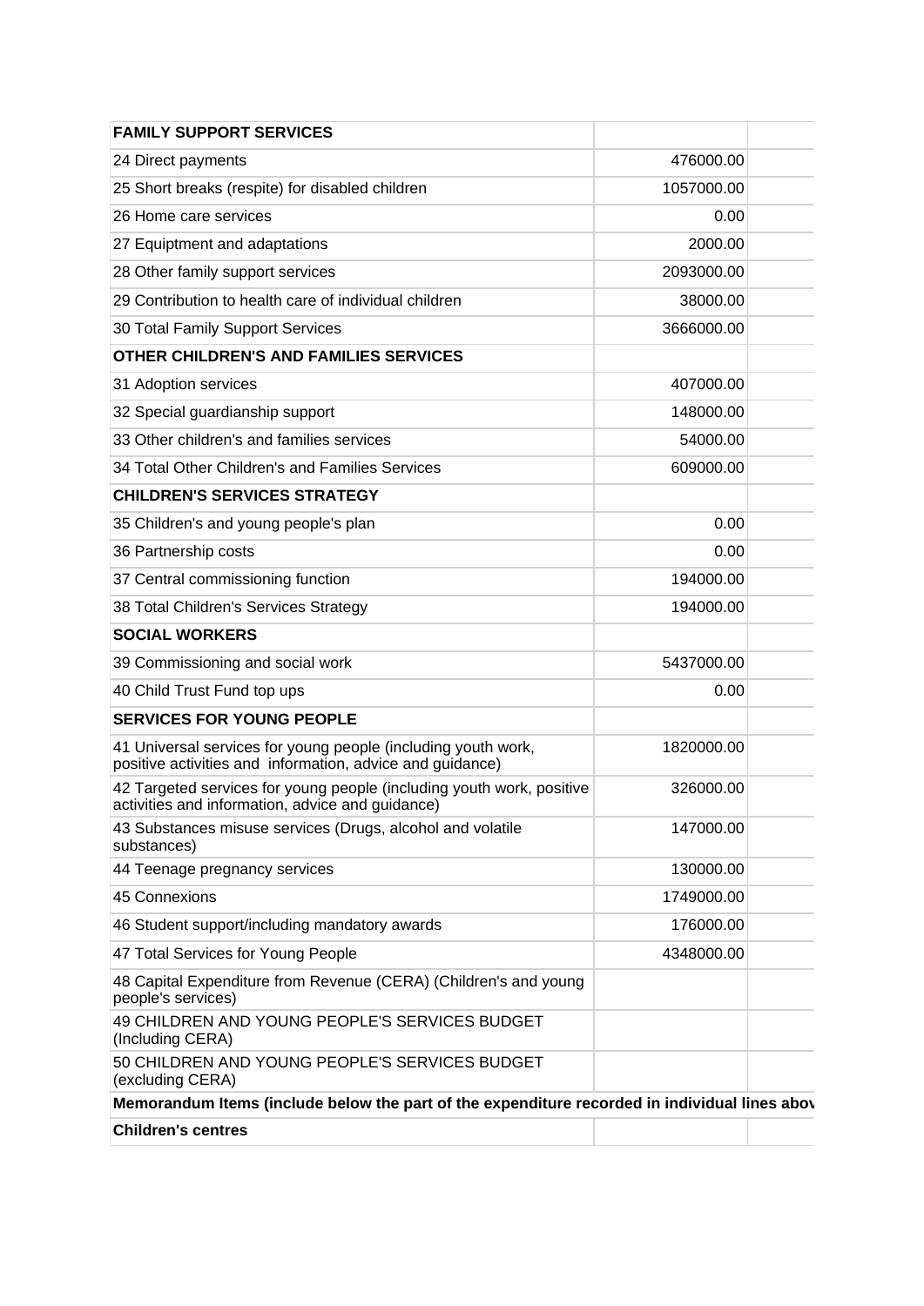| | | |
|---|---|---|
| **FAMILY SUPPORT SERVICES** | | |
| 24 Direct payments | 476000.00 | |
| 25 Short breaks (respite) for disabled children | 1057000.00 | |
| 26 Home care services | 0.00 | |
| 27 Equiptment and adaptations | 2000.00 | |
| 28 Other family support services | 2093000.00 | |
| 29 Contribution to health care of individual children | 38000.00 | |
| 30 Total Family Support Services | 3666000.00 | |
| **OTHER CHILDREN'S AND FAMILIES SERVICES** | | |
| 31 Adoption services | 407000.00 | |
| 32 Special guardianship support | 148000.00 | |
| 33 Other children's and families services | 54000.00 | |
| 34 Total Other Children's and Families Services | 609000.00 | |
| **CHILDREN'S SERVICES STRATEGY** | | |
| 35 Children's and young people's plan | 0.00 | |
| 36 Partnership costs | 0.00 | |
| 37 Central commissioning function | 194000.00 | |
| 38 Total Children's Services Strategy | 194000.00 | |
| **SOCIAL WORKERS** | | |
| 39 Commissioning and social work | 5437000.00 | |
| 40 Child Trust Fund top ups | 0.00 | |
| **SERVICES FOR YOUNG PEOPLE** | | |
| 41 Universal services for young people (including youth work, positive activities and information, advice and guidance) | 1820000.00 | |
| 42 Targeted services for young people (including youth work, positive activities and information, advice and guidance) | 326000.00 | |
| 43 Substances misuse services (Drugs, alcohol and volatile substances) | 147000.00 | |
| 44 Teenage pregnancy services | 130000.00 | |
| 45 Connexions | 1749000.00 | |
| 46 Student support/including mandatory awards | 176000.00 | |
| 47 Total Services for Young People | 4348000.00 | |
| 48 Capital Expenditure from Revenue (CERA) (Children's and young people's services) | | |
| 49 CHILDREN AND YOUNG PEOPLE'S SERVICES BUDGET (Including CERA) | | |
| 50 CHILDREN AND YOUNG PEOPLE'S SERVICES BUDGET (excluding CERA) | | |
| **Memorandum Items (include below the part of the expenditure recorded in individual lines abov** | | |
| **Children's centres** | | |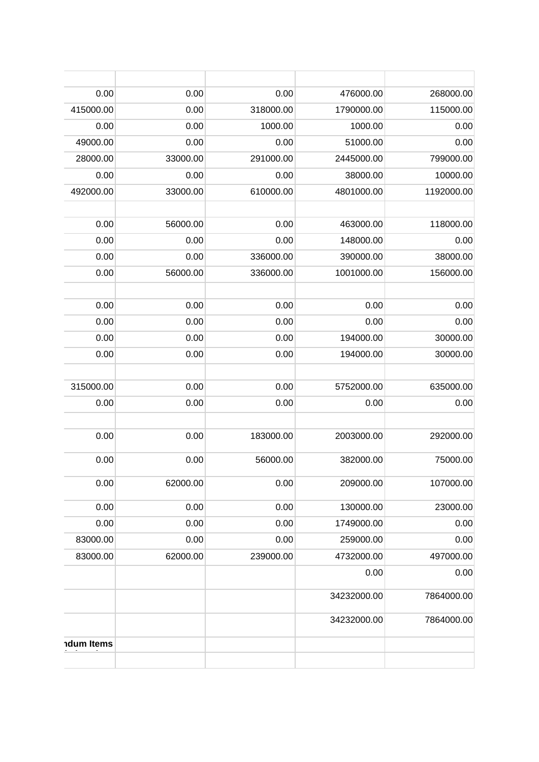| | | | | |
|---|---|---|---|---|
| 0.00 | 0.00 | 0.00 | 476000.00 | 268000.00 |
| 415000.00 | 0.00 | 318000.00 | 1790000.00 | 115000.00 |
| 0.00 | 0.00 | 1000.00 | 1000.00 | 0.00 |
| 49000.00 | 0.00 | 0.00 | 51000.00 | 0.00 |
| 28000.00 | 33000.00 | 291000.00 | 2445000.00 | 799000.00 |
| 0.00 | 0.00 | 0.00 | 38000.00 | 10000.00 |
| 492000.00 | 33000.00 | 610000.00 | 4801000.00 | 1192000.00 |
| | | | | |
| 0.00 | 56000.00 | 0.00 | 463000.00 | 118000.00 |
| 0.00 | 0.00 | 0.00 | 148000.00 | 0.00 |
| 0.00 | 0.00 | 336000.00 | 390000.00 | 38000.00 |
| 0.00 | 56000.00 | 336000.00 | 1001000.00 | 156000.00 |
| | | | | |
| 0.00 | 0.00 | 0.00 | 0.00 | 0.00 |
| 0.00 | 0.00 | 0.00 | 0.00 | 0.00 |
| 0.00 | 0.00 | 0.00 | 194000.00 | 30000.00 |
| 0.00 | 0.00 | 0.00 | 194000.00 | 30000.00 |
| | | | | |
| 315000.00 | 0.00 | 0.00 | 5752000.00 | 635000.00 |
| 0.00 | 0.00 | 0.00 | 0.00 | 0.00 |
| | | | | |
| 0.00 | 0.00 | 183000.00 | 2003000.00 | 292000.00 |
| 0.00 | 0.00 | 56000.00 | 382000.00 | 75000.00 |
| 0.00 | 62000.00 | 0.00 | 209000.00 | 107000.00 |
| 0.00 | 0.00 | 0.00 | 130000.00 | 23000.00 |
| 0.00 | 0.00 | 0.00 | 1749000.00 | 0.00 |
| 83000.00 | 0.00 | 0.00 | 259000.00 | 0.00 |
| 83000.00 | 62000.00 | 239000.00 | 4732000.00 | 497000.00 |
| | | | 0.00 | 0.00 |
| | | | 34232000.00 | 7864000.00 |
| | | | 34232000.00 | 7864000.00 |
| **ndum Items** | | | | |
| | | | | |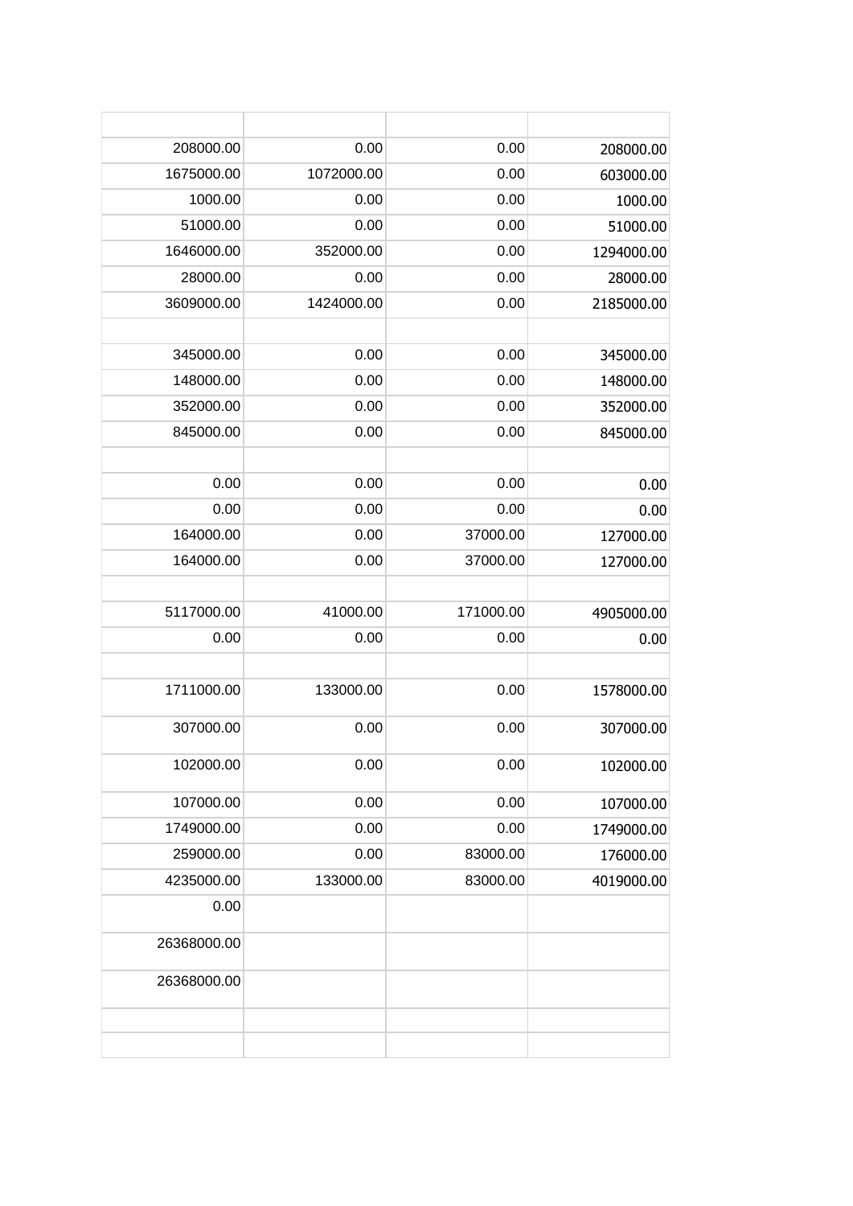| | | | |
|---|---|---|---|
| 208000.00 | 0.00 | 0.00 | 208000.00 |
| 1675000.00 | 1072000.00 | 0.00 | 603000.00 |
| 1000.00 | 0.00 | 0.00 | 1000.00 |
| 51000.00 | 0.00 | 0.00 | 51000.00 |
| 1646000.00 | 352000.00 | 0.00 | 1294000.00 |
| 28000.00 | 0.00 | 0.00 | 28000.00 |
| 3609000.00 | 1424000.00 | 0.00 | 2185000.00 |
| | | | |
| 345000.00 | 0.00 | 0.00 | 345000.00 |
| 148000.00 | 0.00 | 0.00 | 148000.00 |
| 352000.00 | 0.00 | 0.00 | 352000.00 |
| 845000.00 | 0.00 | 0.00 | 845000.00 |
| | | | |
| 0.00 | 0.00 | 0.00 | 0.00 |
| 0.00 | 0.00 | 0.00 | 0.00 |
| 164000.00 | 0.00 | 37000.00 | 127000.00 |
| 164000.00 | 0.00 | 37000.00 | 127000.00 |
| | | | |
| 5117000.00 | 41000.00 | 171000.00 | 4905000.00 |
| 0.00 | 0.00 | 0.00 | 0.00 |
| | | | |
| 1711000.00 | 133000.00 | 0.00 | 1578000.00 |
| 307000.00 | 0.00 | 0.00 | 307000.00 |
| 102000.00 | 0.00 | 0.00 | 102000.00 |
| 107000.00 | 0.00 | 0.00 | 107000.00 |
| 1749000.00 | 0.00 | 0.00 | 1749000.00 |
| 259000.00 | 0.00 | 83000.00 | 176000.00 |
| 4235000.00 | 133000.00 | 83000.00 | 4019000.00 |
| 0.00 | | | |
| 26368000.00 | | | |
| 26368000.00 | | | |
| | | | |
| | | | |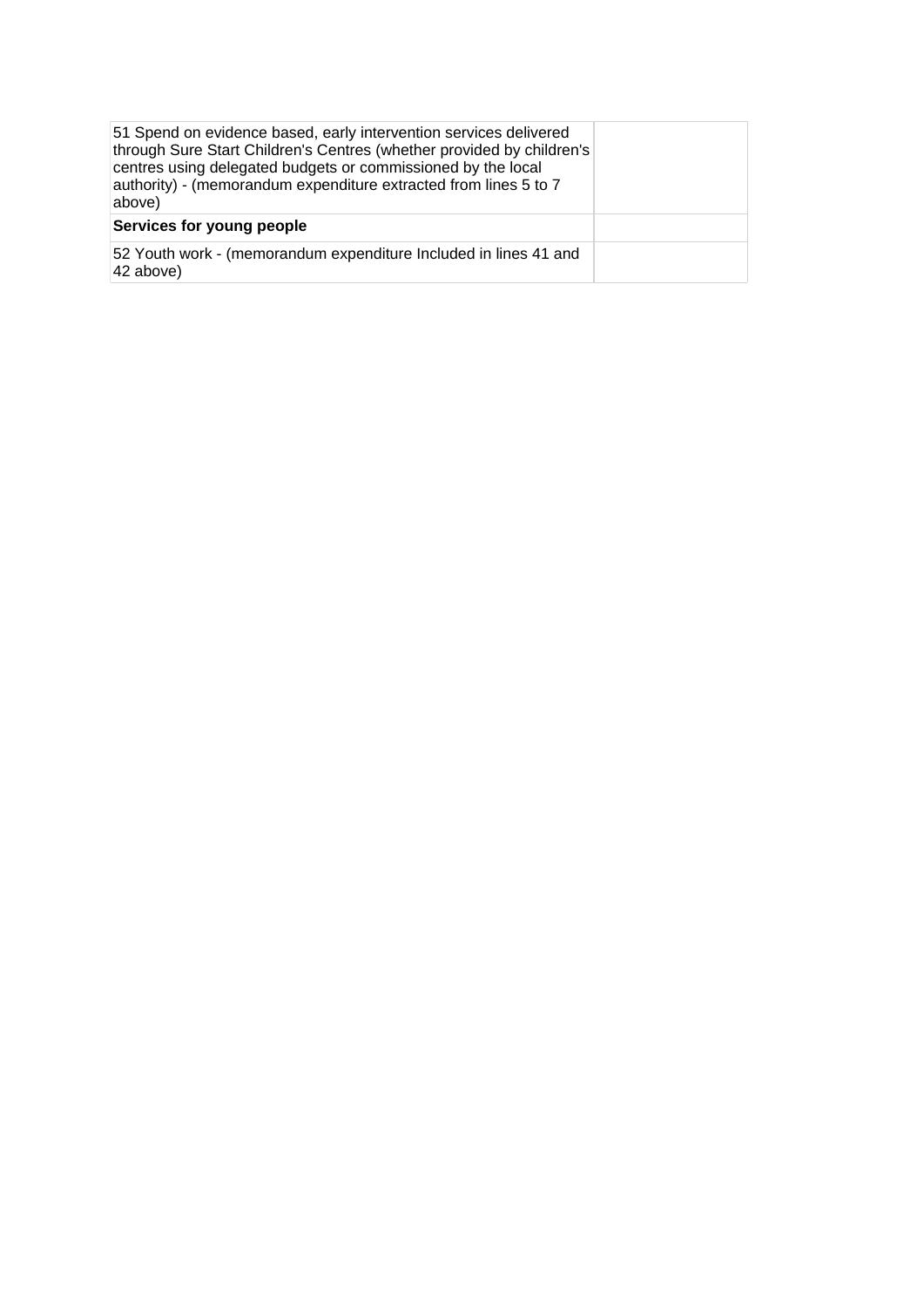| | |
|---|---|
| 51 Spend on evidence based, early intervention services delivered through Sure Start Children's Centres (whether provided by children's centres using delegated budgets or commissioned by the local authority) - (memorandum expenditure extracted from lines 5 to 7 above) | |
| **Services for young people** | |
| 52 Youth work - (memorandum expenditure Included in lines 41 and 42 above) | |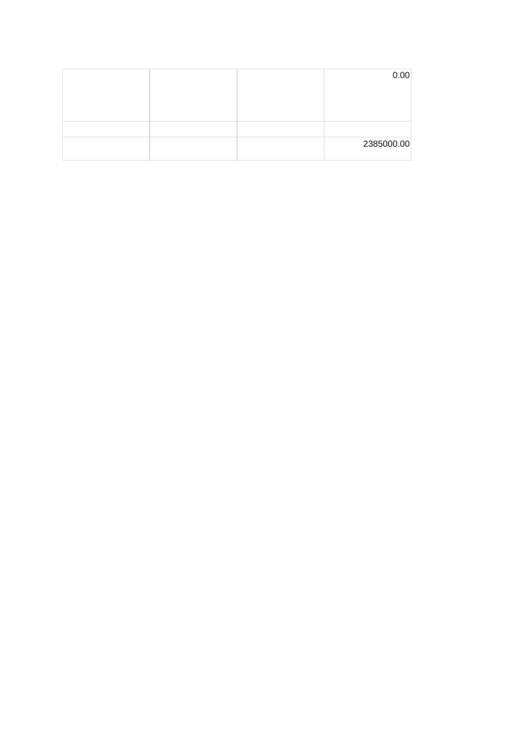| | | | |
|---|---|---|---|
| | | | 0.00 |
| | | | |
| | | | 2385000.00 |